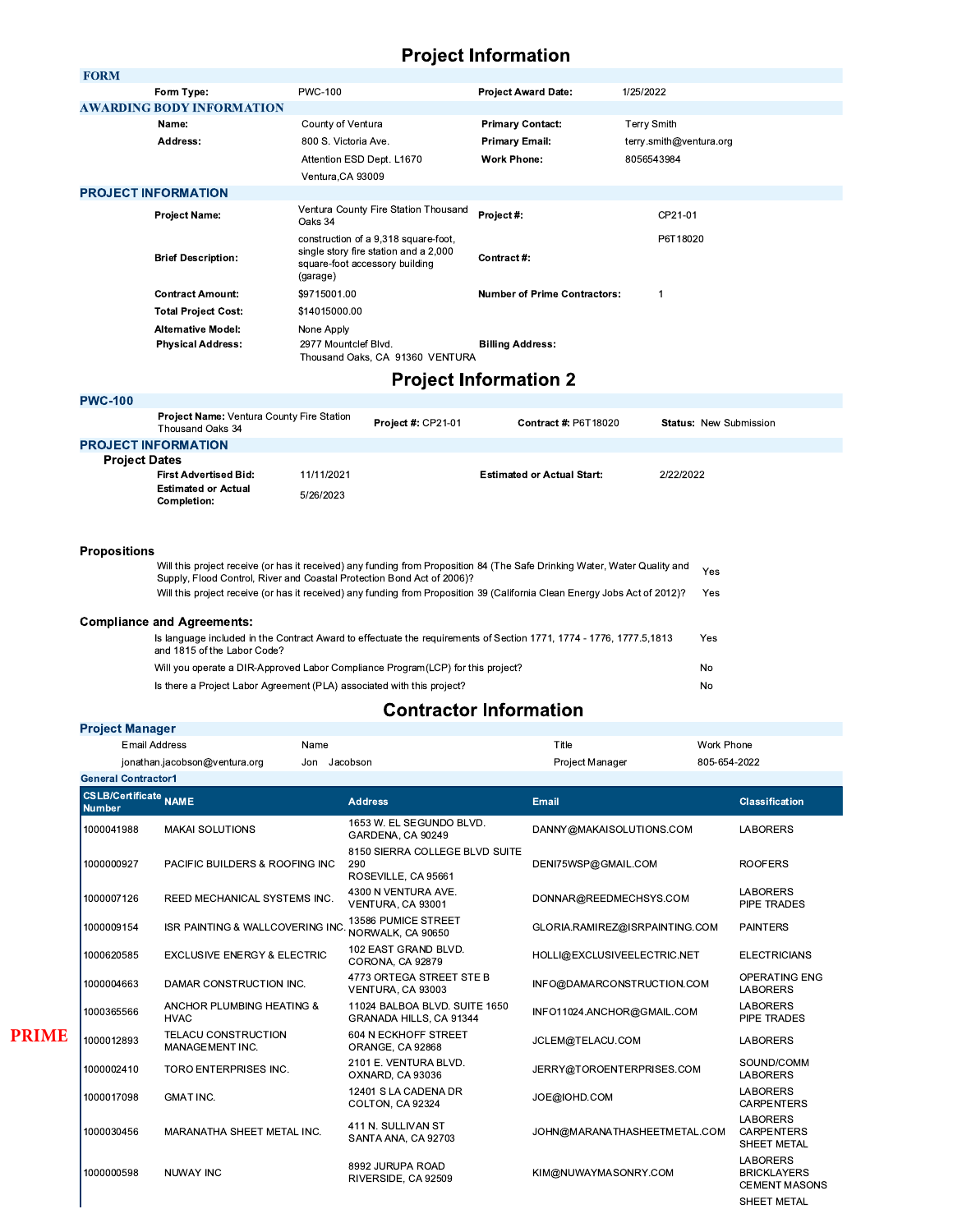# Project Information

## FORM

| | | | |
|---|---|---|---|
| **Form Type:** | PWC-100 | **Project Award Date:** | 1/25/2022 |

## AWARDING BODY INFORMATION

| | | | |
|---|---|---|---|
| **Name:** | County of Ventura | **Primary Contact:** | Terry Smith |
| **Address:** | 800 S. Victoria Ave. | **Primary Email:** | terry.smith@ventura.org |
| | Attention ESD Dept. L1670 | **Work Phone:** | 8056543984 |
| | Ventura,CA 93009 | | |

## PROJECT INFORMATION

| | | | |
|---|---|---|---|
| **Project Name:** | Ventura County Fire Station Thousand Oaks 34 | **Project #:** | CP21-01 |
| **Brief Description:** | construction of a 9,318 square-foot, single story fire station and a 2,000 square-foot accessory building (garage) | **Contract #:** | P6T18020 |
| **Contract Amount:** | $9715001.00 | **Number of Prime Contractors:** | 1 |
| **Total Project Cost:** | $14015000.00 | | |
| **Alternative Model:** | None Apply | | |
| **Physical Address:** | 2977 Mountclef Blvd. Thousand Oaks, CA 91360 VENTURA | **Billing Address:** | |

# Project Information 2

## PWC-100

**Project Name:** Ventura County Fire Station Thousand Oaks 34 | **Project #:** CP21-01 | **Contract #:** P6T18020 | **Status:** New Submission

## PROJECT INFORMATION

### Project Dates

| | | | |
|---|---|---|---|
| **First Advertised Bid:** | 11/11/2021 | **Estimated or Actual Start:** | 2/22/2022 |
| **Estimated or Actual Completion:** | 5/26/2023 | | |

### Propositions

| | |
|---|---|
| Will this project receive (or has it received) any funding from Proposition 84 (The Safe Drinking Water, Water Quality and Supply, Flood Control, River and Coastal Protection Bond Act of 2006)? | Yes |
| Will this project receive (or has it received) any funding from Proposition 39 (California Clean Energy Jobs Act of 2012)? | Yes |

### Compliance and Agreements:

| | |
|---|---|
| Is language included in the Contract Award to effectuate the requirements of Section 1771, 1774 - 1776, 1777.5,1813 and 1815 of the Labor Code? | Yes |
| Will you operate a DIR-Approved Labor Compliance Program(LCP) for this project? | No |
| Is there a Project Labor Agreement (PLA) associated with this project? | No |

# Contractor Information

## Project Manager

| Email Address | Name | Title | Work Phone |
|---|---|---|---|
| jonathan.jacobson@ventura.org | Jon Jacobson | Project Manager | 805-654-2022 |

## General Contractor1

| | CSLB/Certificate Number | NAME | Address | Email | Classification |
|---|---|---|---|---|---|
| | 1000041988 | MAKAI SOLUTIONS | 1653 W. EL SEGUNDO BLVD. GARDENA, CA 90249 | DANNY@MAKAISOLUTIONS.COM | LABORERS |
| | 1000000927 | PACIFIC BUILDERS & ROOFING INC | 8150 SIERRA COLLEGE BLVD SUITE 290 ROSEVILLE, CA 95661 | DENI75WSP@GMAIL.COM | ROOFERS |
| | 1000007126 | REED MECHANICAL SYSTEMS INC. | 4300 N VENTURA AVE. VENTURA, CA 93001 | DONNAR@REEDMECHSYS.COM | LABORERS PIPE TRADES |
| | 1000009154 | ISR PAINTING & WALLCOVERING INC. | 13586 PUMICE STREET NORWALK, CA 90650 | GLORIA.RAMIREZ@ISRPAINTING.COM | PAINTERS |
| | 1000620585 | EXCLUSIVE ENERGY & ELECTRIC | 102 EAST GRAND BLVD. CORONA, CA 92879 | HOLLI@EXCLUSIVEELECTRIC.NET | ELECTRICIANS |
| | 1000004663 | DAMAR CONSTRUCTION INC. | 4773 ORTEGA STREET STE B VENTURA, CA 93003 | INFO@DAMARCONSTRUCTION.COM | OPERATING ENG LABORERS |
| | 1000365566 | ANCHOR PLUMBING HEATING & HVAC | 11024 BALBOA BLVD. SUITE 1650 GRANADA HILLS, CA 91344 | INFO11024.ANCHOR@GMAIL.COM | LABORERS PIPE TRADES |
| PRIME | 1000012893 | TELACU CONSTRUCTION MANAGEMENT INC. | 604 N ECKHOFF STREET ORANGE, CA 92868 | JCLEM@TELACU.COM | LABORERS |
| | 1000002410 | TORO ENTERPRISES INC. | 2101 E. VENTURA BLVD. OXNARD, CA 93036 | JERRY@TOROENTERPRISES.COM | SOUND/COMM LABORERS |
| | 1000017098 | GMAT INC. | 12401 S LA CADENA DR COLTON, CA 92324 | JOE@IOHD.COM | LABORERS CARPENTERS |
| | 1000030456 | MARANATHA SHEET METAL INC. | 411 N. SULLIVAN ST SANTA ANA, CA 92703 | JOHN@MARANATHASHEETMETAL.COM | LABORERS CARPENTERS SHEET METAL |
| | 1000000598 | NUWAY INC | 8992 JURUPA ROAD RIVERSIDE, CA 92509 | KIM@NUWAYMASONRY.COM | LABORERS BRICKLAYERS CEMENT MASONS SHEET METAL |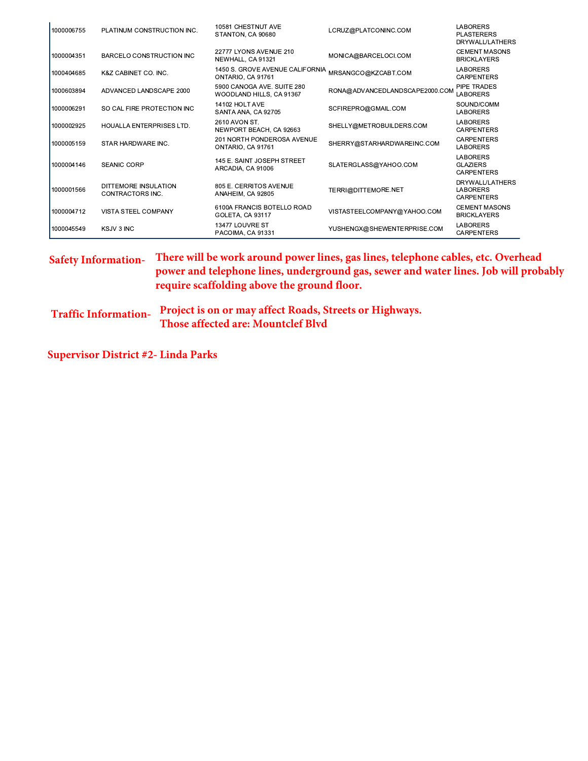| | | | | |
|---|---|---|---|---|
| 1000006755 | PLATINUM CONSTRUCTION INC. | 10581 CHESTNUT AVE STANTON, CA 90680 | LCRUZ@PLATCONINC.COM | LABORERS PLASTERERS DRYWALL/LATHERS |
| 1000004351 | BARCELO CONSTRUCTION INC | 22777 LYONS AVENUE 210 NEWHALL, CA 91321 | MONICA@BARCELOCI.COM | CEMENT MASONS BRICKLAYERS |
| 1000404685 | K&Z CABINET CO. INC. | 1450 S. GROVE AVENUE CALIFORNIA ONTARIO, CA 91761 | MRSANGCO@KZCABT.COM | LABORERS CARPENTERS |
| 1000603894 | ADVANCED LANDSCAPE 2000 | 5900 CANOGA AVE. SUITE 280 WOODLAND HILLS, CA 91367 | RONA@ADVANCEDLANDSCAPE2000.COM | PIPE TRADES LABORERS |
| 1000006291 | SO CAL FIRE PROTECTION INC | 14102 HOLT AVE SANTA ANA, CA 92705 | SCFIREPRO@GMAIL.COM | SOUND/COMM LABORERS |
| 1000002925 | HOUALLA ENTERPRISES LTD. | 2610 AVON ST. NEWPORT BEACH, CA 92663 | SHELLY@METROBUILDERS.COM | LABORERS CARPENTERS |
| 1000005159 | STAR HARDWARE INC. | 201 NORTH PONDEROSA AVENUE ONTARIO, CA 91761 | SHERRY@STARHARDWAREINC.COM | CARPENTERS LABORERS |
| 1000004146 | SEANIC CORP | 145 E. SAINT JOSEPH STREET ARCADIA, CA 91006 | SLATERGLASS@YAHOO.COM | LABORERS GLAZIERS CARPENTERS |
| 1000001566 | DITTEMORE INSULATION CONTRACTORS INC. | 805 E. CERRITOS AVENUE ANAHEIM, CA 92805 | TERRI@DITTEMORE.NET | DRYWALL/LATHERS LABORERS CARPENTERS |
| 1000004712 | VISTA STEEL COMPANY | 6100A FRANCIS BOTELLO ROAD GOLETA, CA 93117 | VISTASTEELCOMPANY@YAHOO.COM | CEMENT MASONS BRICKLAYERS |
| 1000045549 | KSJV 3 INC | 13477 LOUVRE ST PACOIMA, CA 91331 | YUSHENGX@SHEWENTERPRISE.COM | LABORERS CARPENTERS |

**Safety Information-** **There will be work around power lines, gas lines, telephone cables, etc. Overhead power and telephone lines, underground gas, sewer and water lines. Job will probably require scaffolding above the ground floor.**

**Traffic Information-** **Project is on or may affect Roads, Streets or Highways. Those affected are: Mountclef Blvd**

**Supervisor District #2- Linda Parks**